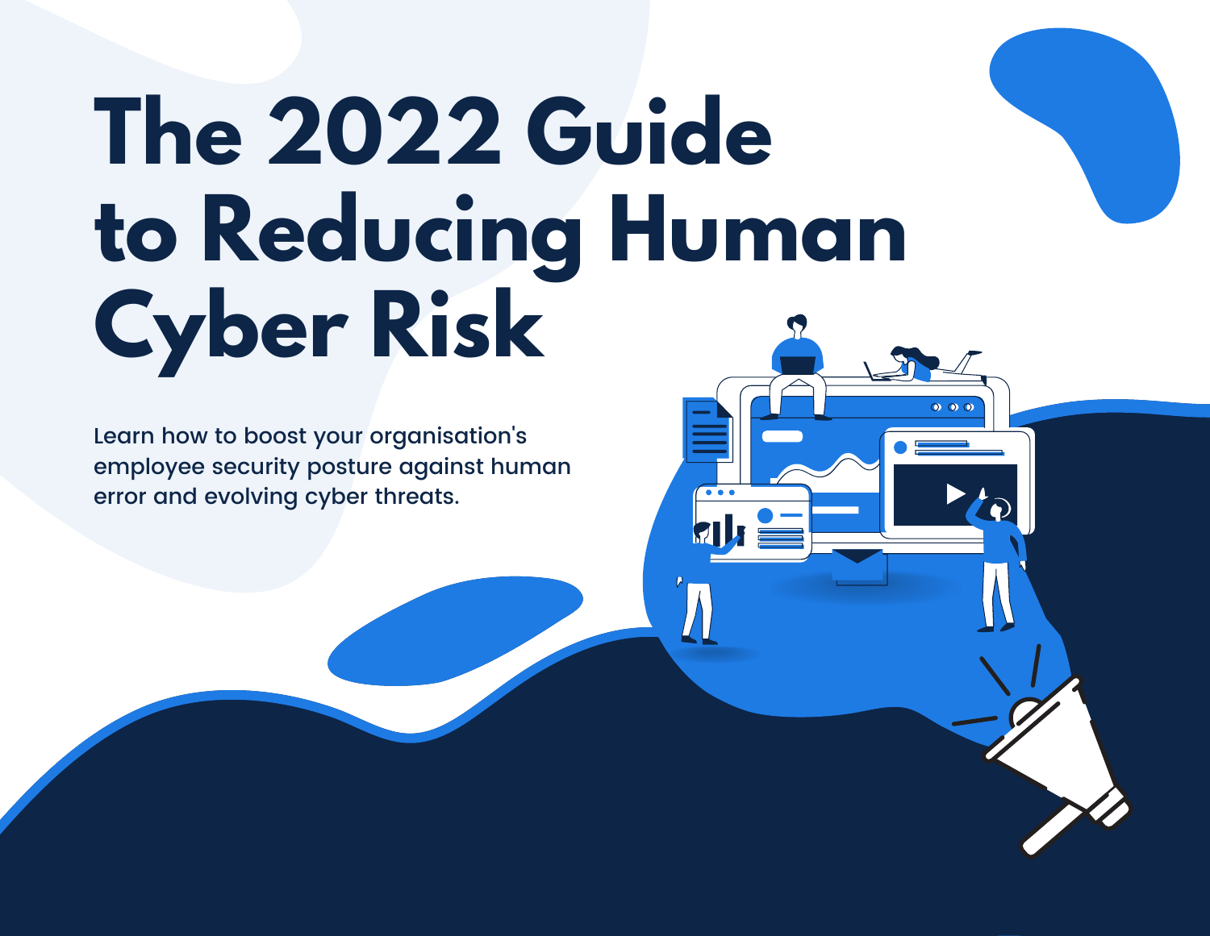# The 2022 Guide to Reducing Human Cyber Risk

Learn how to boost your organisation's employee security posture against human error and evolving cyber threats.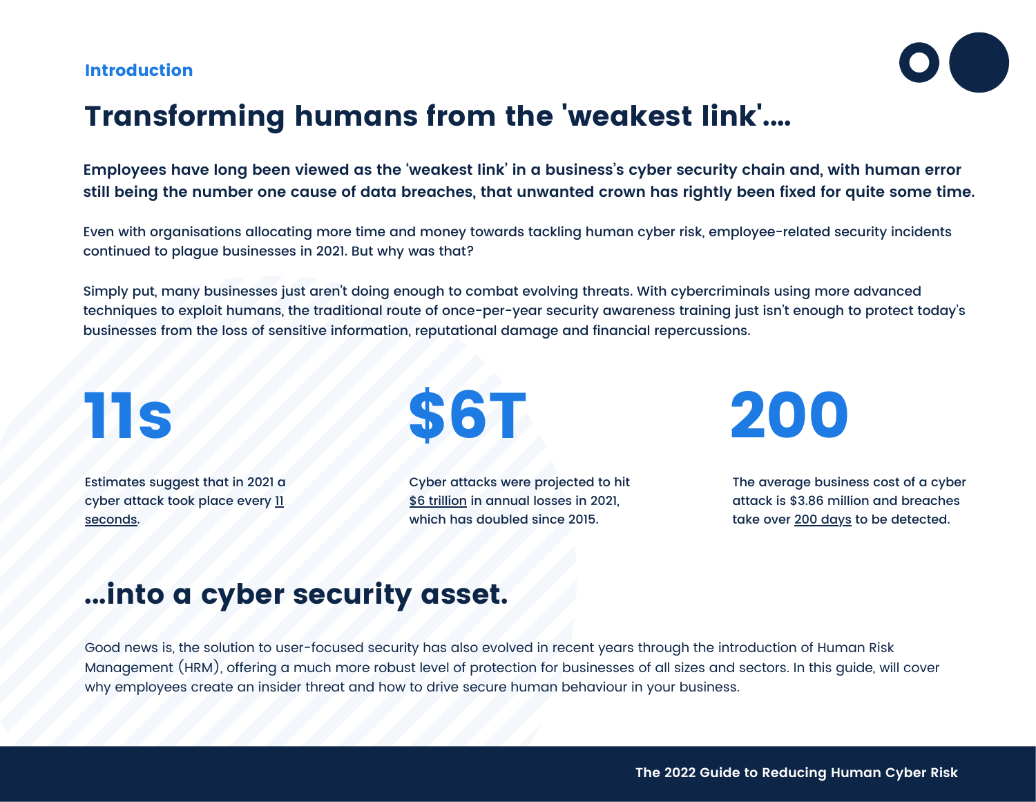## Introduction

# Transforming humans from the 'weakest link'....

**Employees have long been viewed as the 'weakest link' in a business's cyber security chain and, with human error still being the number one cause of data breaches, that unwanted crown has rightly been fixed for quite some time.**

Even with organisations allocating more time and money towards tackling human cyber risk, employee-related security incidents continued to plague businesses in 2021. But why was that?

Simply put, many businesses just aren't doing enough to combat evolving threats. With cybercriminals using more advanced techniques to exploit humans, the traditional route of once-per-year security awareness training just isn't enough to protect today's businesses from the loss of sensitive information, reputational damage and financial repercussions.

**11s**

Estimates suggest that in 2021 a cyber attack took place every 11 seconds.

**$6T**

Cyber attacks were projected to hit $6 trillion in annual losses in 2021, which has doubled since 2015.

**200**

The average business cost of a cyber attack is $3.86 million and breaches take over 200 days to be detected.

# ...into a cyber security asset.

Good news is, the solution to user-focused security has also evolved in recent years through the introduction of Human Risk Management (HRM), offering a much more robust level of protection for businesses of all sizes and sectors. In this guide, will cover why employees create an insider threat and how to drive secure human behaviour in your business.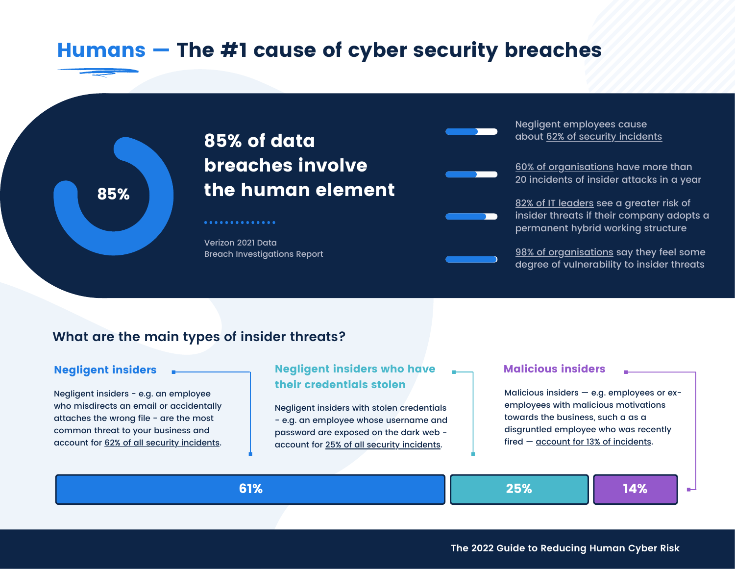# Humans — The #1 cause of cyber security breaches

85%

## 85% of data breaches involve the human element

Verizon 2021 Data Breach Investigations Report

- Negligent employees cause about 62% of security incidents
- 60% of organisations have more than 20 incidents of insider attacks in a year
- 82% of IT leaders see a greater risk of insider threats if their company adopts a permanent hybrid working structure
- 98% of organisations say they feel some degree of vulnerability to insider threats

## What are the main types of insider threats?

### Negligent insiders

Negligent insiders - e.g. an employee who misdirects an email or accidentally attaches the wrong file - are the most common threat to your business and account for 62% of all security incidents.

### Negligent insiders who have their credentials stolen

Negligent insiders with stolen credentials - e.g. an employee whose username and password are exposed on the dark web - account for 25% of all security incidents.

### Malicious insiders

Malicious insiders — e.g. employees or ex-employees with malicious motivations towards the business, such a as a disgruntled employee who was recently fired — account for 13% of incidents.

61% | 25% | 14%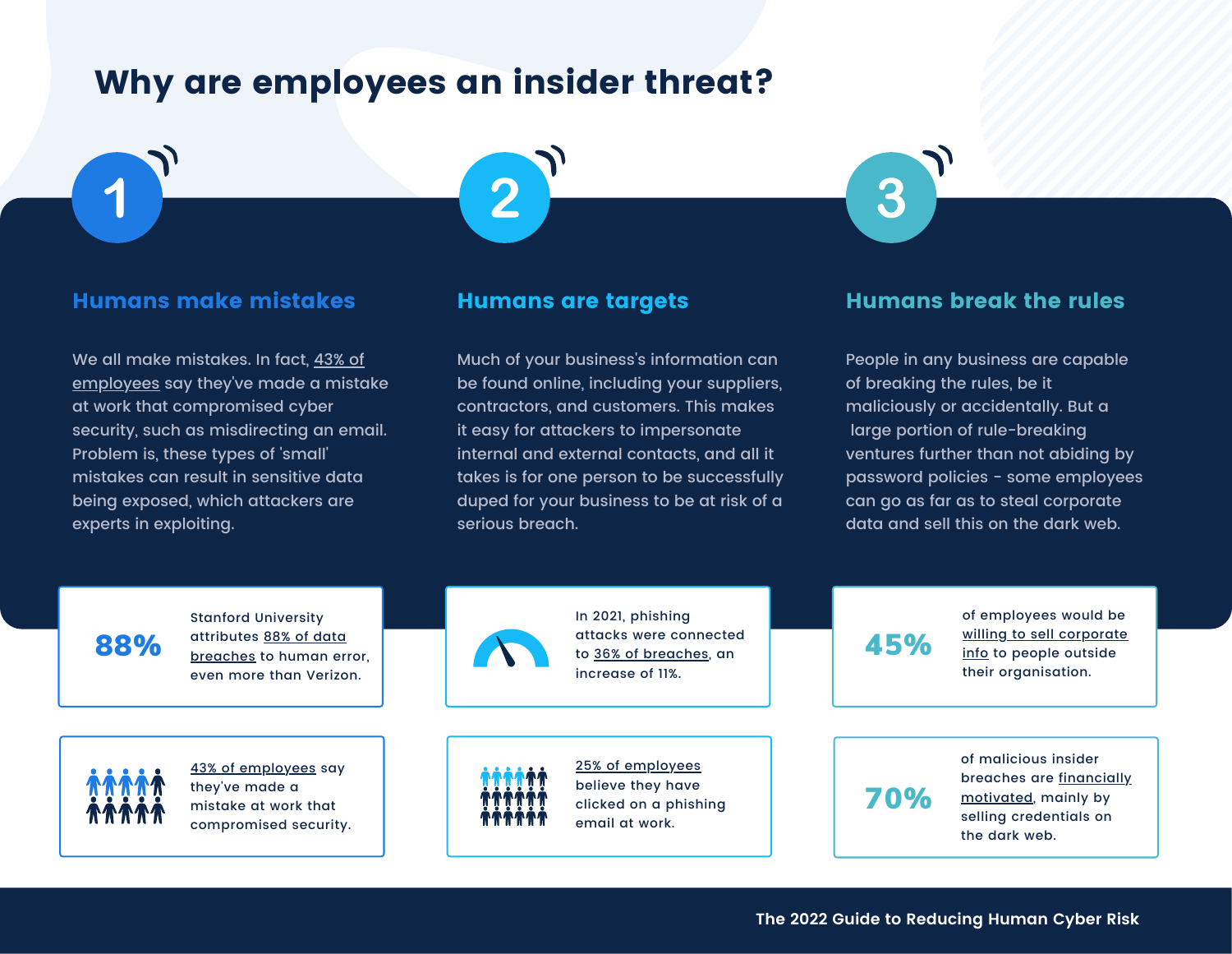# Why are employees an insider threat?

## 1

### Humans make mistakes

We all make mistakes. In fact, 43% of employees say they've made a mistake at work that compromised cyber security, such as misdirecting an email. Problem is, these types of 'small' mistakes can result in sensitive data being exposed, which attackers are experts in exploiting.

**88%** Stanford University attributes 88% of data breaches to human error, even more than Verizon.

43% of employees say they've made a mistake at work that compromised security.

## 2

### Humans are targets

Much of your business's information can be found online, including your suppliers, contractors, and customers. This makes it easy for attackers to impersonate internal and external contacts, and all it takes is for one person to be successfully duped for your business to be at risk of a serious breach.

In 2021, phishing attacks were connected to 36% of breaches, an increase of 11%.

25% of employees believe they have clicked on a phishing email at work.

## 3

### Humans break the rules

People in any business are capable of breaking the rules, be it maliciously or accidentally. But a large portion of rule-breaking ventures further than not abiding by password policies - some employees can go as far as to steal corporate data and sell this on the dark web.

**45%** of employees would be willing to sell corporate info to people outside their organisation.

**70%** of malicious insider breaches are financially motivated, mainly by selling credentials on the dark web.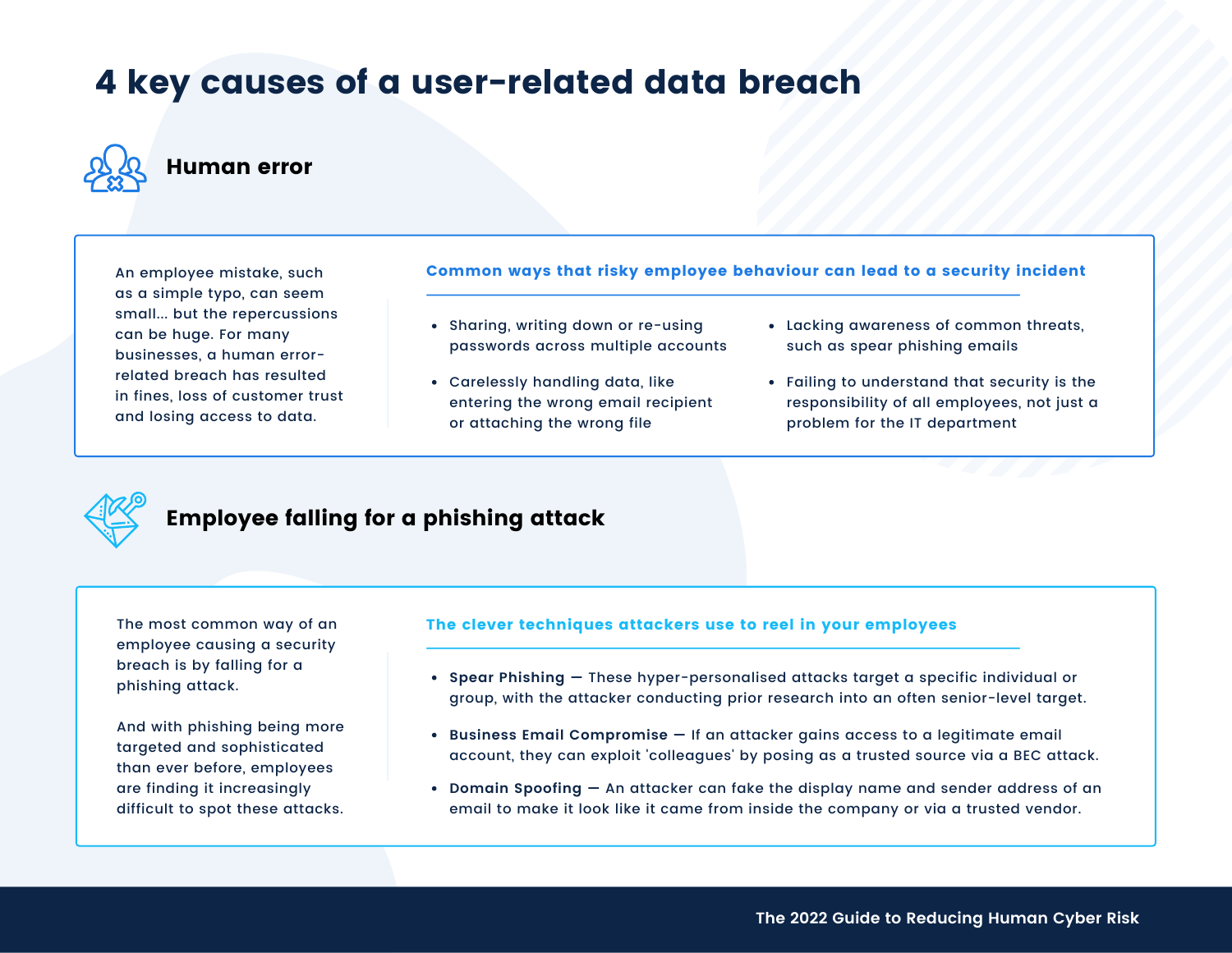# 4 key causes of a user-related data breach

## Human error

An employee mistake, such as a simple typo, can seem small... but the repercussions can be huge. For many businesses, a human error-related breach has resulted in fines, loss of customer trust and losing access to data.

### Common ways that risky employee behaviour can lead to a security incident

- Sharing, writing down or re-using passwords across multiple accounts
- Carelessly handling data, like entering the wrong email recipient or attaching the wrong file
- Lacking awareness of common threats, such as spear phishing emails
- Failing to understand that security is the responsibility of all employees, not just a problem for the IT department

## Employee falling for a phishing attack

The most common way of an employee causing a security breach is by falling for a phishing attack.

And with phishing being more targeted and sophisticated than ever before, employees are finding it increasingly difficult to spot these attacks.

### The clever techniques attackers use to reel in your employees

- **Spear Phishing —** These hyper-personalised attacks target a specific individual or group, with the attacker conducting prior research into an often senior-level target.
- **Business Email Compromise —** If an attacker gains access to a legitimate email account, they can exploit 'colleagues' by posing as a trusted source via a BEC attack.
- **Domain Spoofing —** An attacker can fake the display name and sender address of an email to make it look like it came from inside the company or via a trusted vendor.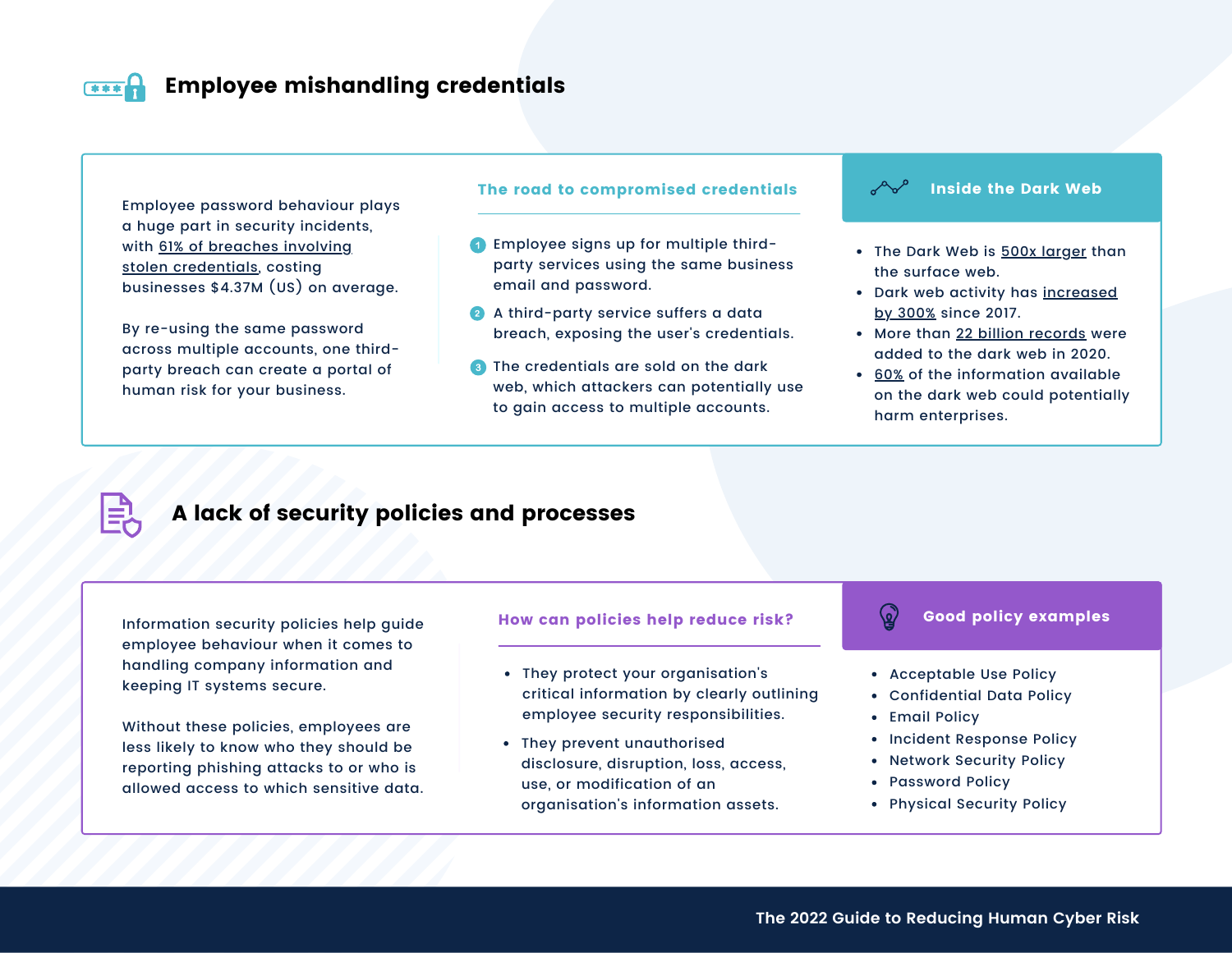## Employee mishandling credentials

Employee password behaviour plays a huge part in security incidents, with 61% of breaches involving stolen credentials, costing businesses $4.37M (US) on average.

By re-using the same password across multiple accounts, one third-party breach can create a portal of human risk for your business.

### The road to compromised credentials

1. Employee signs up for multiple third-party services using the same business email and password.
2. A third-party service suffers a data breach, exposing the user's credentials.
3. The credentials are sold on the dark web, which attackers can potentially use to gain access to multiple accounts.

### Inside the Dark Web

- The Dark Web is 500x larger than the surface web.
- Dark web activity has increased by 300% since 2017.
- More than 22 billion records were added to the dark web in 2020.
- 60% of the information available on the dark web could potentially harm enterprises.

## A lack of security policies and processes

Information security policies help guide employee behaviour when it comes to handling company information and keeping IT systems secure.

Without these policies, employees are less likely to know who they should be reporting phishing attacks to or who is allowed access to which sensitive data.

### How can policies help reduce risk?

- They protect your organisation's critical information by clearly outlining employee security responsibilities.
- They prevent unauthorised disclosure, disruption, loss, access, use, or modification of an organisation's information assets.

### Good policy examples

- Acceptable Use Policy
- Confidential Data Policy
- Email Policy
- Incident Response Policy
- Network Security Policy
- Password Policy
- Physical Security Policy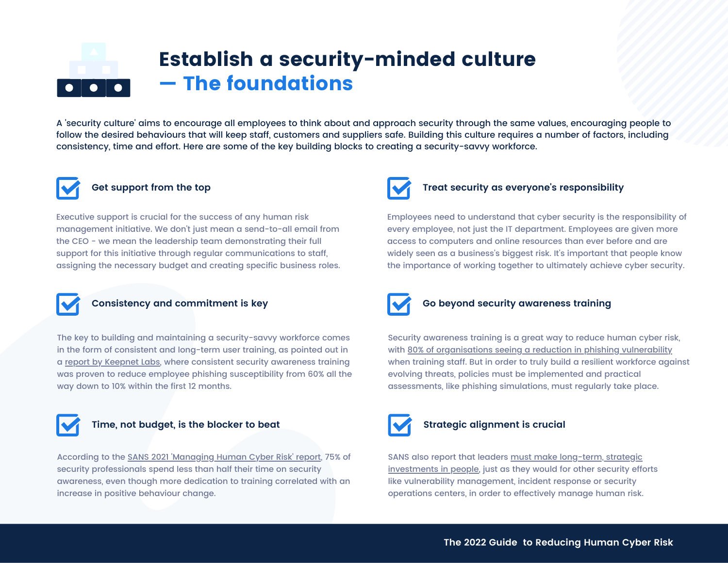# Establish a security-minded culture — The foundations

A 'security culture' aims to encourage all employees to think about and approach security through the same values, encouraging people to follow the desired behaviours that will keep staff, customers and suppliers safe. Building this culture requires a number of factors, including consistency, time and effort. Here are some of the key building blocks to creating a security-savvy workforce.

### Get support from the top

Executive support is crucial for the success of any human risk management initiative. We don't just mean a send-to-all email from the CEO - we mean the leadership team demonstrating their full support for this initiative through regular communications to staff, assigning the necessary budget and creating specific business roles.

### Consistency and commitment is key

The key to building and maintaining a security-savvy workforce comes in the form of consistent and long-term user training, as pointed out in a report by Keepnet Labs, where consistent security awareness training was proven to reduce employee phishing susceptibility from 60% all the way down to 10% within the first 12 months.

### Time, not budget, is the blocker to beat

According to the SANS 2021 'Managing Human Cyber Risk' report, 75% of security professionals spend less than half their time on security awareness, even though more dedication to training correlated with an increase in positive behaviour change.

### Treat security as everyone's responsibility

Employees need to understand that cyber security is the responsibility of every employee, not just the IT department. Employees are given more access to computers and online resources than ever before and are widely seen as a business's biggest risk. It's important that people know the importance of working together to ultimately achieve cyber security.

### Go beyond security awareness training

Security awareness training is a great way to reduce human cyber risk, with 80% of organisations seeing a reduction in phishing vulnerability when training staff. But in order to truly build a resilient workforce against evolving threats, policies must be implemented and practical assessments, like phishing simulations, must regularly take place.

### Strategic alignment is crucial

SANS also report that leaders must make long-term, strategic investments in people, just as they would for other security efforts like vulnerability management, incident response or security operations centers, in order to effectively manage human risk.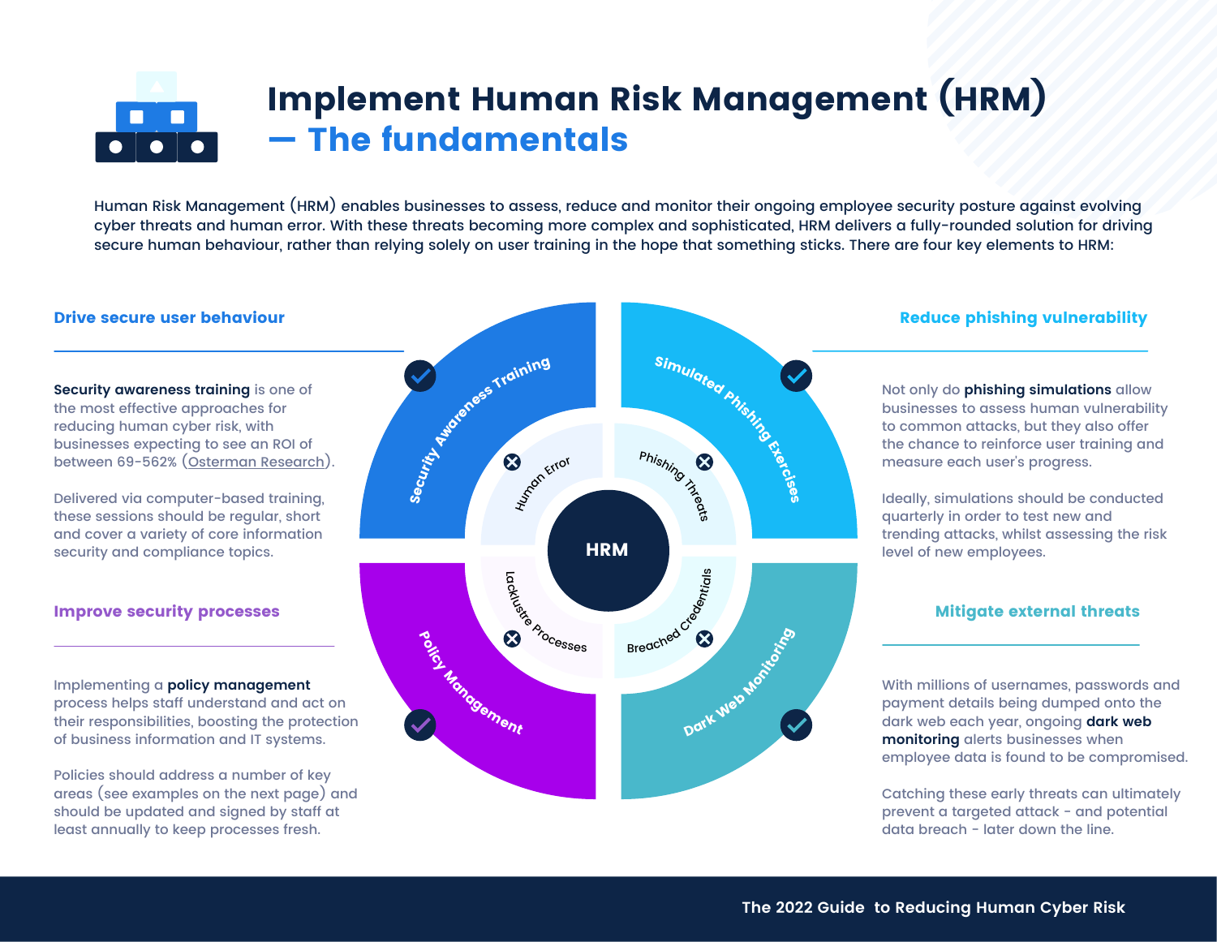# Implement Human Risk Management (HRM) — The fundamentals

Human Risk Management (HRM) enables businesses to assess, reduce and monitor their ongoing employee security posture against evolving cyber threats and human error. With these threats becoming more complex and sophisticated, HRM delivers a fully-rounded solution for driving secure human behaviour, rather than relying solely on user training in the hope that something sticks. There are four key elements to HRM:

## Drive secure user behaviour

**Security awareness training** is one of the most effective approaches for reducing human cyber risk, with businesses expecting to see an ROI of between 69-562% (Osterman Research).

Delivered via computer-based training, these sessions should be regular, short and cover a variety of core information security and compliance topics.

## Reduce phishing vulnerability

Not only do **phishing simulations** allow businesses to assess human vulnerability to common attacks, but they also offer the chance to reinforce user training and measure each user's progress.

Ideally, simulations should be conducted quarterly in order to test new and trending attacks, whilst assessing the risk level of new employees.

## Improve security processes

Implementing a **policy management** process helps staff understand and act on their responsibilities, boosting the protection of business information and IT systems.

Policies should address a number of key areas (see examples on the next page) and should be updated and signed by staff at least annually to keep processes fresh.

## Mitigate external threats

With millions of usernames, passwords and payment details being dumped onto the dark web each year, ongoing **dark web monitoring** alerts businesses when employee data is found to be compromised.

Catching these early threats can ultimately prevent a targeted attack - and potential data breach - later down the line.

HRM

- Security Awareness Training — Human Error
- Simulated Phishing Exercises — Phishing Threats
- Policy Management — Lacklustre Processes
- Dark Web Monitoring — Breached Credentials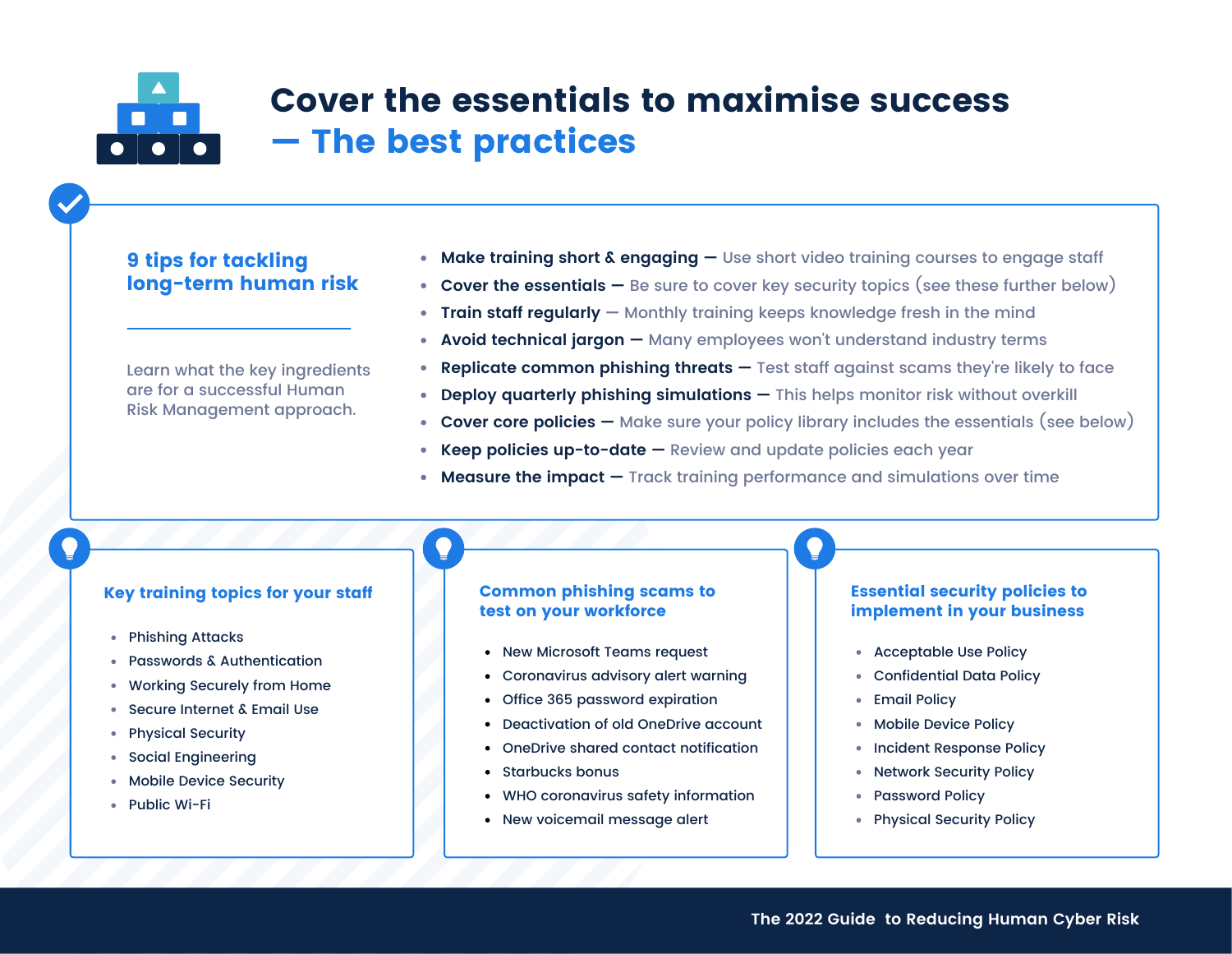# Cover the essentials to maximise success — The best practices

## 9 tips for tackling long-term human risk

Learn what the key ingredients are for a successful Human Risk Management approach.

- **Make training short & engaging —** Use short video training courses to engage staff
- **Cover the essentials —** Be sure to cover key security topics (see these further below)
- **Train staff regularly —** Monthly training keeps knowledge fresh in the mind
- **Avoid technical jargon —** Many employees won't understand industry terms
- **Replicate common phishing threats —** Test staff against scams they're likely to face
- **Deploy quarterly phishing simulations —** This helps monitor risk without overkill
- **Cover core policies —** Make sure your policy library includes the essentials (see below)
- **Keep policies up-to-date —** Review and update policies each year
- **Measure the impact —** Track training performance and simulations over time

### Key training topics for your staff

- Phishing Attacks
- Passwords & Authentication
- Working Securely from Home
- Secure Internet & Email Use
- Physical Security
- Social Engineering
- Mobile Device Security
- Public Wi-Fi

### Common phishing scams to test on your workforce

- New Microsoft Teams request
- Coronavirus advisory alert warning
- Office 365 password expiration
- Deactivation of old OneDrive account
- OneDrive shared contact notification
- Starbucks bonus
- WHO coronavirus safety information
- New voicemail message alert

### Essential security policies to implement in your business

- Acceptable Use Policy
- Confidential Data Policy
- Email Policy
- Mobile Device Policy
- Incident Response Policy
- Network Security Policy
- Password Policy
- Physical Security Policy